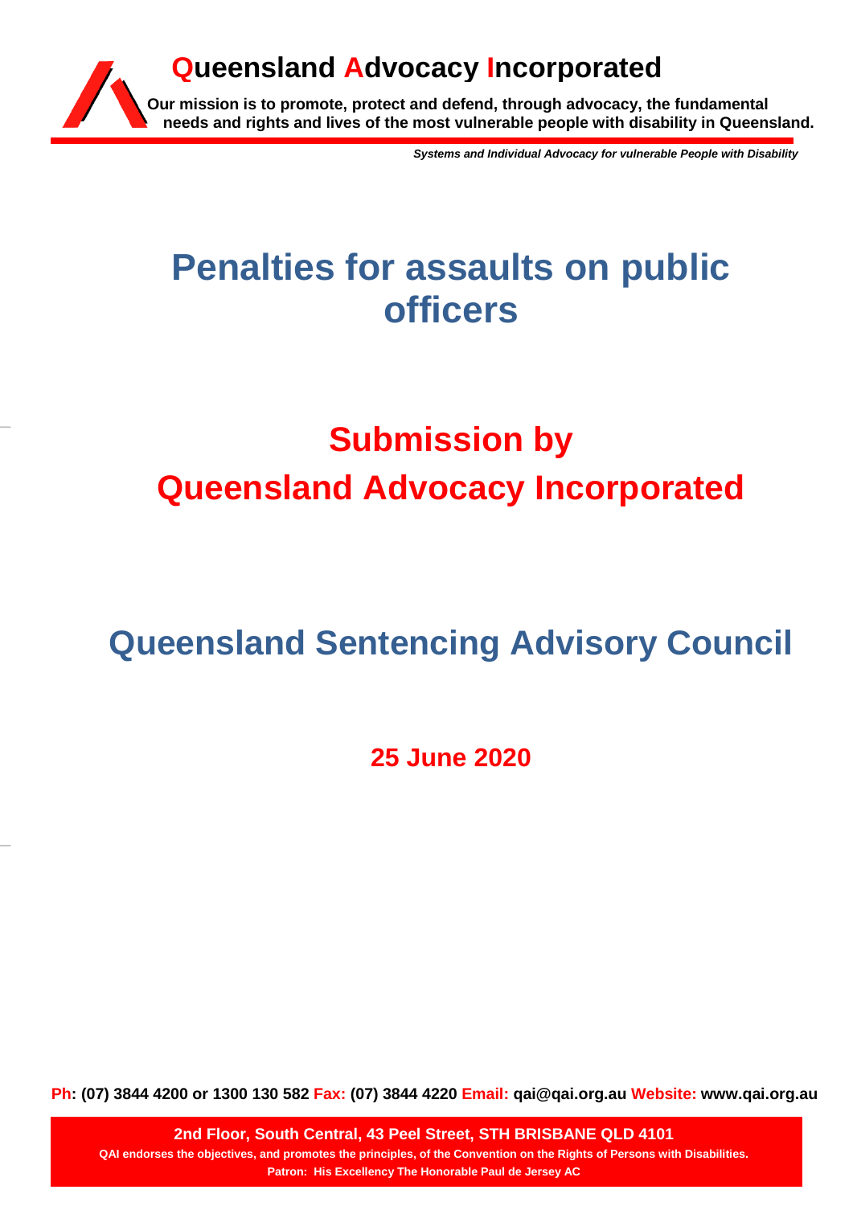**Queensland Advocacy Incorporated**

**Our mission is to promote, protect and defend, through advocacy, the fundamental needs and rights and lives of the most vulnerable people with disability in Queensland.**

***Systems and Individual Advocacy for vulnerable People with Disability***

# Penalties for assaults on public officers

## Submission by Queensland Advocacy Incorporated

## Queensland Sentencing Advisory Council

**25 June 2020**

**Ph: (07) 3844 4200 or 1300 130 582 Fax: (07) 3844 4220 Email: qai@qai.org.au Website: www.qai.org.au**

**2nd Floor, South Central, 43 Peel Street, STH BRISBANE QLD 4101**

**QAI endorses the objectives, and promotes the principles, of the Convention on the Rights of Persons with Disabilities.**

**Patron: His Excellency The Honorable Paul de Jersey AC**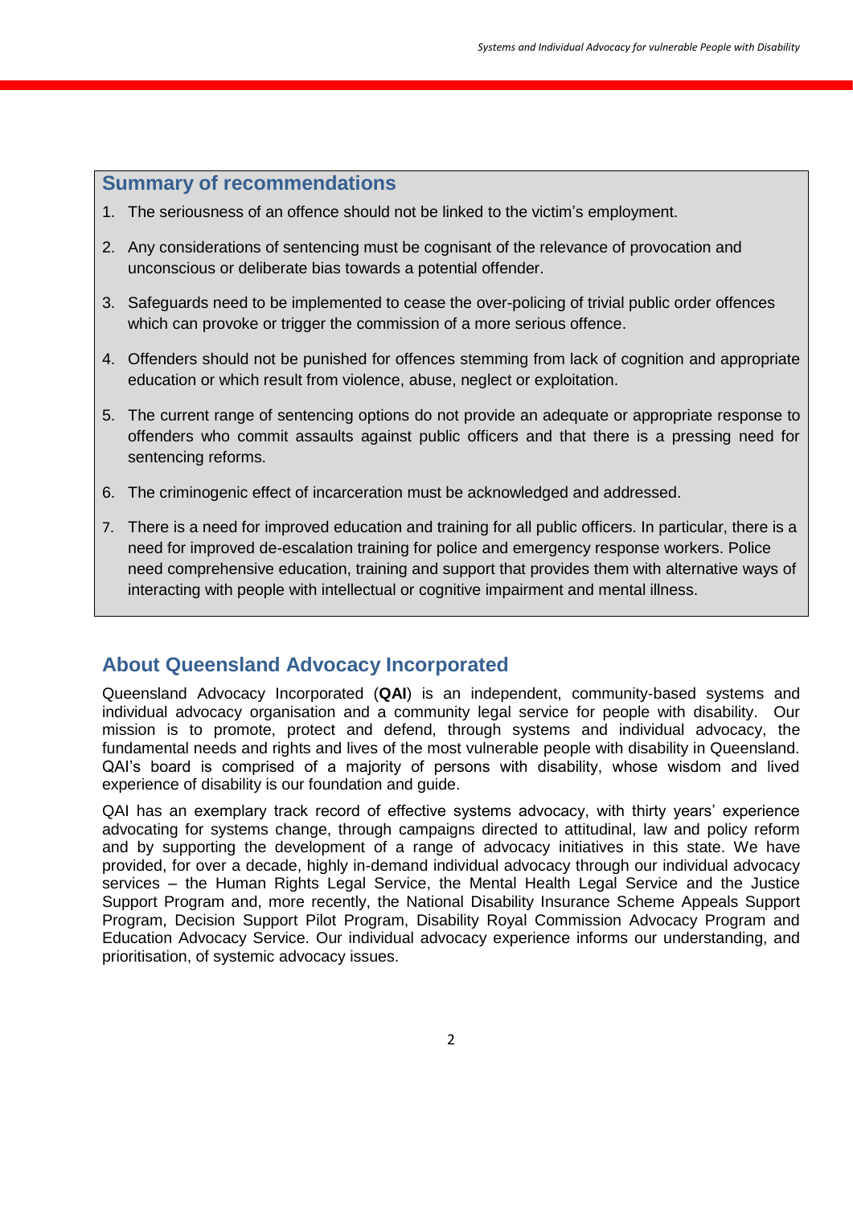## Summary of recommendations

1. The seriousness of an offence should not be linked to the victim's employment.
2. Any considerations of sentencing must be cognisant of the relevance of provocation and unconscious or deliberate bias towards a potential offender.
3. Safeguards need to be implemented to cease the over-policing of trivial public order offences which can provoke or trigger the commission of a more serious offence.
4. Offenders should not be punished for offences stemming from lack of cognition and appropriate education or which result from violence, abuse, neglect or exploitation.
5. The current range of sentencing options do not provide an adequate or appropriate response to offenders who commit assaults against public officers and that there is a pressing need for sentencing reforms.
6. The criminogenic effect of incarceration must be acknowledged and addressed.
7. There is a need for improved education and training for all public officers. In particular, there is a need for improved de-escalation training for police and emergency response workers. Police need comprehensive education, training and support that provides them with alternative ways of interacting with people with intellectual or cognitive impairment and mental illness.

## About Queensland Advocacy Incorporated

Queensland Advocacy Incorporated (**QAI**) is an independent, community-based systems and individual advocacy organisation and a community legal service for people with disability. Our mission is to promote, protect and defend, through systems and individual advocacy, the fundamental needs and rights and lives of the most vulnerable people with disability in Queensland. QAI's board is comprised of a majority of persons with disability, whose wisdom and lived experience of disability is our foundation and guide.

QAI has an exemplary track record of effective systems advocacy, with thirty years' experience advocating for systems change, through campaigns directed to attitudinal, law and policy reform and by supporting the development of a range of advocacy initiatives in this state. We have provided, for over a decade, highly in-demand individual advocacy through our individual advocacy services – the Human Rights Legal Service, the Mental Health Legal Service and the Justice Support Program and, more recently, the National Disability Insurance Scheme Appeals Support Program, Decision Support Pilot Program, Disability Royal Commission Advocacy Program and Education Advocacy Service. Our individual advocacy experience informs our understanding, and prioritisation, of systemic advocacy issues.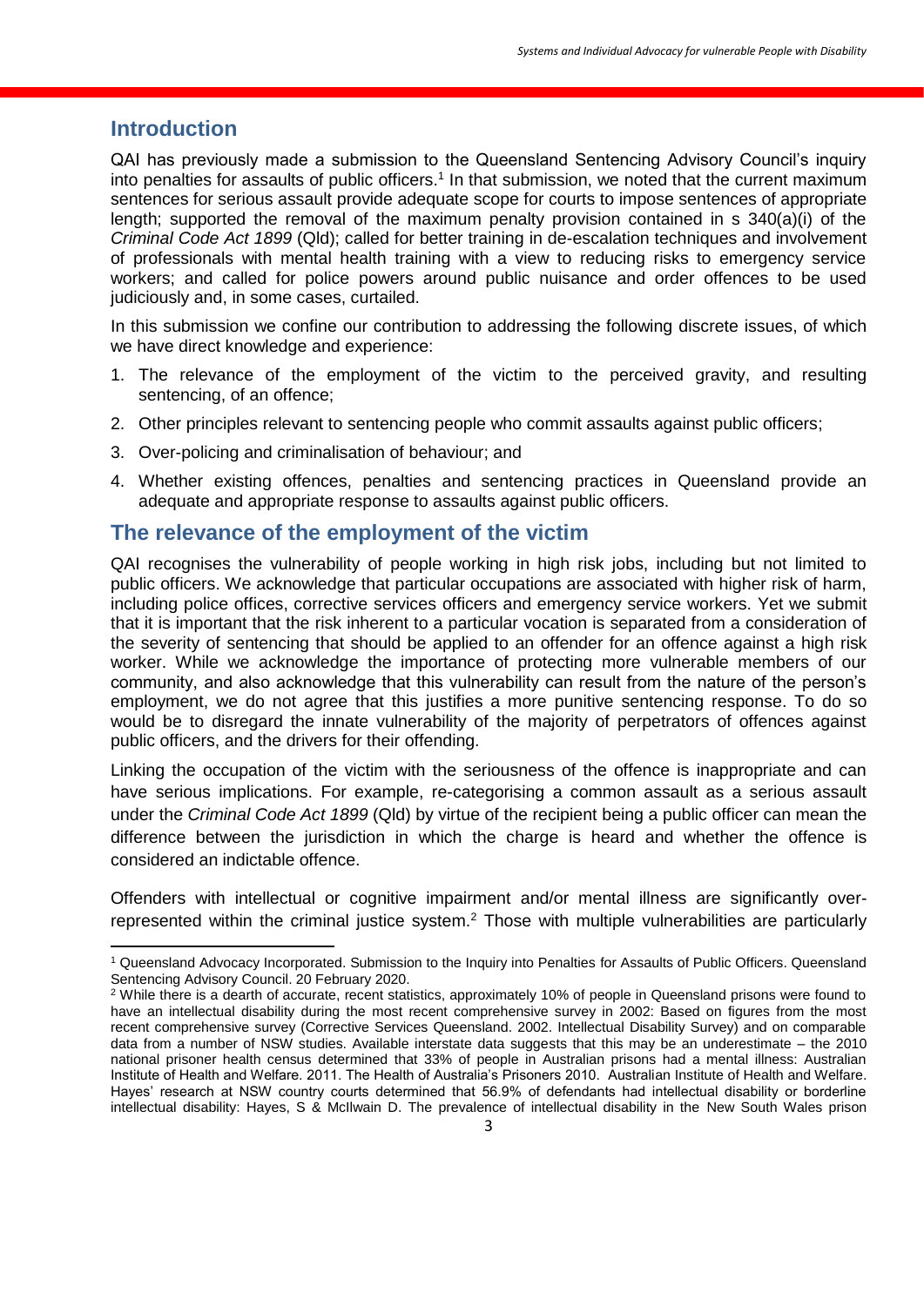## Introduction

QAI has previously made a submission to the Queensland Sentencing Advisory Council's inquiry into penalties for assaults of public officers.[1] In that submission, we noted that the current maximum sentences for serious assault provide adequate scope for courts to impose sentences of appropriate length; supported the removal of the maximum penalty provision contained in s 340(a)(i) of the *Criminal Code Act 1899* (Qld); called for better training in de-escalation techniques and involvement of professionals with mental health training with a view to reducing risks to emergency service workers; and called for police powers around public nuisance and order offences to be used judiciously and, in some cases, curtailed.

In this submission we confine our contribution to addressing the following discrete issues, of which we have direct knowledge and experience:

1. The relevance of the employment of the victim to the perceived gravity, and resulting sentencing, of an offence;
2. Other principles relevant to sentencing people who commit assaults against public officers;
3. Over-policing and criminalisation of behaviour; and
4. Whether existing offences, penalties and sentencing practices in Queensland provide an adequate and appropriate response to assaults against public officers.

## The relevance of the employment of the victim

QAI recognises the vulnerability of people working in high risk jobs, including but not limited to public officers. We acknowledge that particular occupations are associated with higher risk of harm, including police offices, corrective services officers and emergency service workers. Yet we submit that it is important that the risk inherent to a particular vocation is separated from a consideration of the severity of sentencing that should be applied to an offender for an offence against a high risk worker. While we acknowledge the importance of protecting more vulnerable members of our community, and also acknowledge that this vulnerability can result from the nature of the person's employment, we do not agree that this justifies a more punitive sentencing response. To do so would be to disregard the innate vulnerability of the majority of perpetrators of offences against public officers, and the drivers for their offending.

Linking the occupation of the victim with the seriousness of the offence is inappropriate and can have serious implications. For example, re-categorising a common assault as a serious assault under the *Criminal Code Act 1899* (Qld) by virtue of the recipient being a public officer can mean the difference between the jurisdiction in which the charge is heard and whether the offence is considered an indictable offence.

Offenders with intellectual or cognitive impairment and/or mental illness are significantly over-represented within the criminal justice system.[2] Those with multiple vulnerabilities are particularly

---

[1] Queensland Advocacy Incorporated. Submission to the Inquiry into Penalties for Assaults of Public Officers. Queensland Sentencing Advisory Council. 20 February 2020.

[2] While there is a dearth of accurate, recent statistics, approximately 10% of people in Queensland prisons were found to have an intellectual disability during the most recent comprehensive survey in 2002: Based on figures from the most recent comprehensive survey (Corrective Services Queensland. 2002. Intellectual Disability Survey) and on comparable data from a number of NSW studies. Available interstate data suggests that this may be an underestimate – the 2010 national prisoner health census determined that 33% of people in Australian prisons had a mental illness: Australian Institute of Health and Welfare. 2011. The Health of Australia's Prisoners 2010. Australian Institute of Health and Welfare. Hayes' research at NSW country courts determined that 56.9% of defendants had intellectual disability or borderline intellectual disability: Hayes, S & McIlwain D. The prevalence of intellectual disability in the New South Wales prison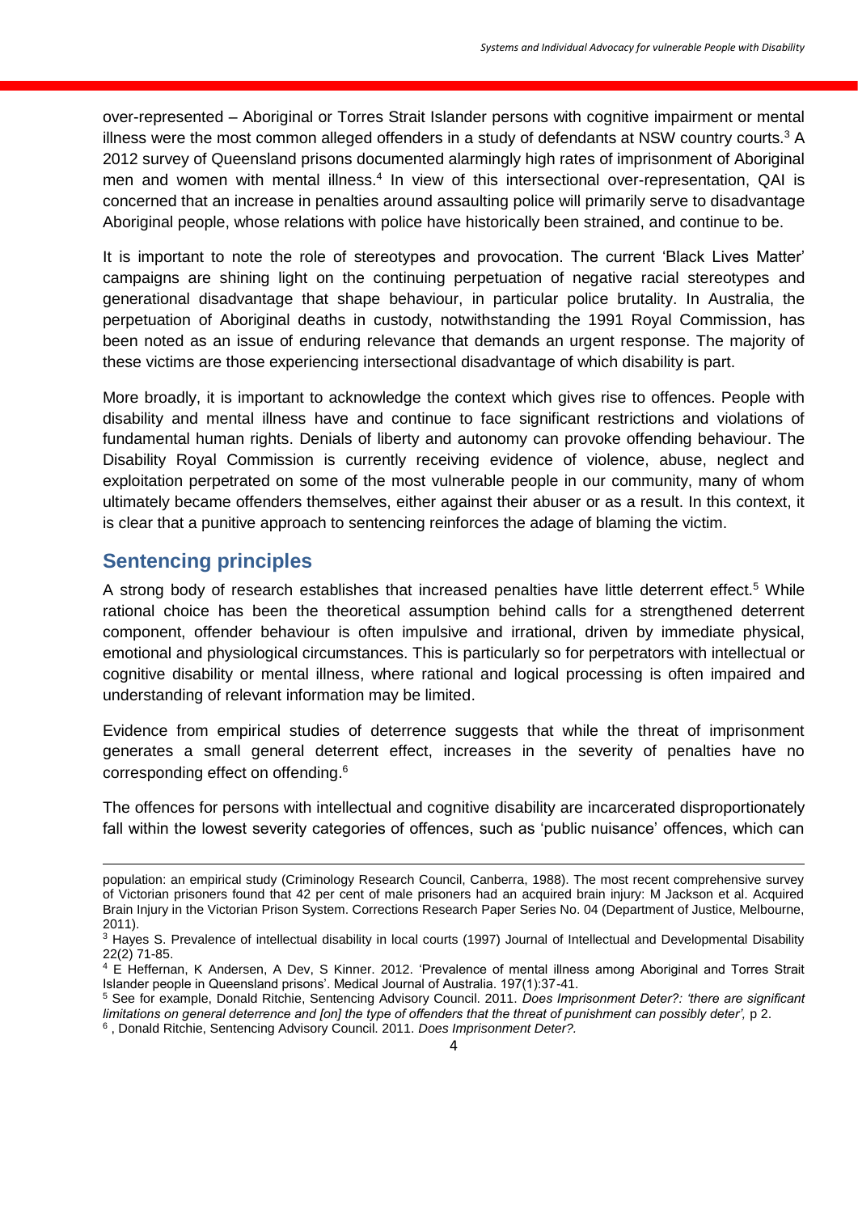over-represented – Aboriginal or Torres Strait Islander persons with cognitive impairment or mental illness were the most common alleged offenders in a study of defendants at NSW country courts.[3] A 2012 survey of Queensland prisons documented alarmingly high rates of imprisonment of Aboriginal men and women with mental illness.[4] In view of this intersectional over-representation, QAI is concerned that an increase in penalties around assaulting police will primarily serve to disadvantage Aboriginal people, whose relations with police have historically been strained, and continue to be.

It is important to note the role of stereotypes and provocation. The current 'Black Lives Matter' campaigns are shining light on the continuing perpetuation of negative racial stereotypes and generational disadvantage that shape behaviour, in particular police brutality. In Australia, the perpetuation of Aboriginal deaths in custody, notwithstanding the 1991 Royal Commission, has been noted as an issue of enduring relevance that demands an urgent response. The majority of these victims are those experiencing intersectional disadvantage of which disability is part.

More broadly, it is important to acknowledge the context which gives rise to offences. People with disability and mental illness have and continue to face significant restrictions and violations of fundamental human rights. Denials of liberty and autonomy can provoke offending behaviour. The Disability Royal Commission is currently receiving evidence of violence, abuse, neglect and exploitation perpetrated on some of the most vulnerable people in our community, many of whom ultimately became offenders themselves, either against their abuser or as a result. In this context, it is clear that a punitive approach to sentencing reinforces the adage of blaming the victim.

## Sentencing principles

A strong body of research establishes that increased penalties have little deterrent effect.[5] While rational choice has been the theoretical assumption behind calls for a strengthened deterrent component, offender behaviour is often impulsive and irrational, driven by immediate physical, emotional and physiological circumstances. This is particularly so for perpetrators with intellectual or cognitive disability or mental illness, where rational and logical processing is often impaired and understanding of relevant information may be limited.

Evidence from empirical studies of deterrence suggests that while the threat of imprisonment generates a small general deterrent effect, increases in the severity of penalties have no corresponding effect on offending.[6]

The offences for persons with intellectual and cognitive disability are incarcerated disproportionately fall within the lowest severity categories of offences, such as 'public nuisance' offences, which can

---

population: an empirical study (Criminology Research Council, Canberra, 1988). The most recent comprehensive survey of Victorian prisoners found that 42 per cent of male prisoners had an acquired brain injury: M Jackson et al. Acquired Brain Injury in the Victorian Prison System. Corrections Research Paper Series No. 04 (Department of Justice, Melbourne, 2011).

[3] Hayes S. Prevalence of intellectual disability in local courts (1997) Journal of Intellectual and Developmental Disability 22(2) 71-85.

[4] E Heffernan, K Andersen, A Dev, S Kinner. 2012. 'Prevalence of mental illness among Aboriginal and Torres Strait Islander people in Queensland prisons'. Medical Journal of Australia. 197(1):37-41.

[5] See for example, Donald Ritchie, Sentencing Advisory Council. 2011. *Does Imprisonment Deter?: 'there are significant limitations on general deterrence and [on] the type of offenders that the threat of punishment can possibly deter',* p 2.

[6] , Donald Ritchie, Sentencing Advisory Council. 2011. *Does Imprisonment Deter?.*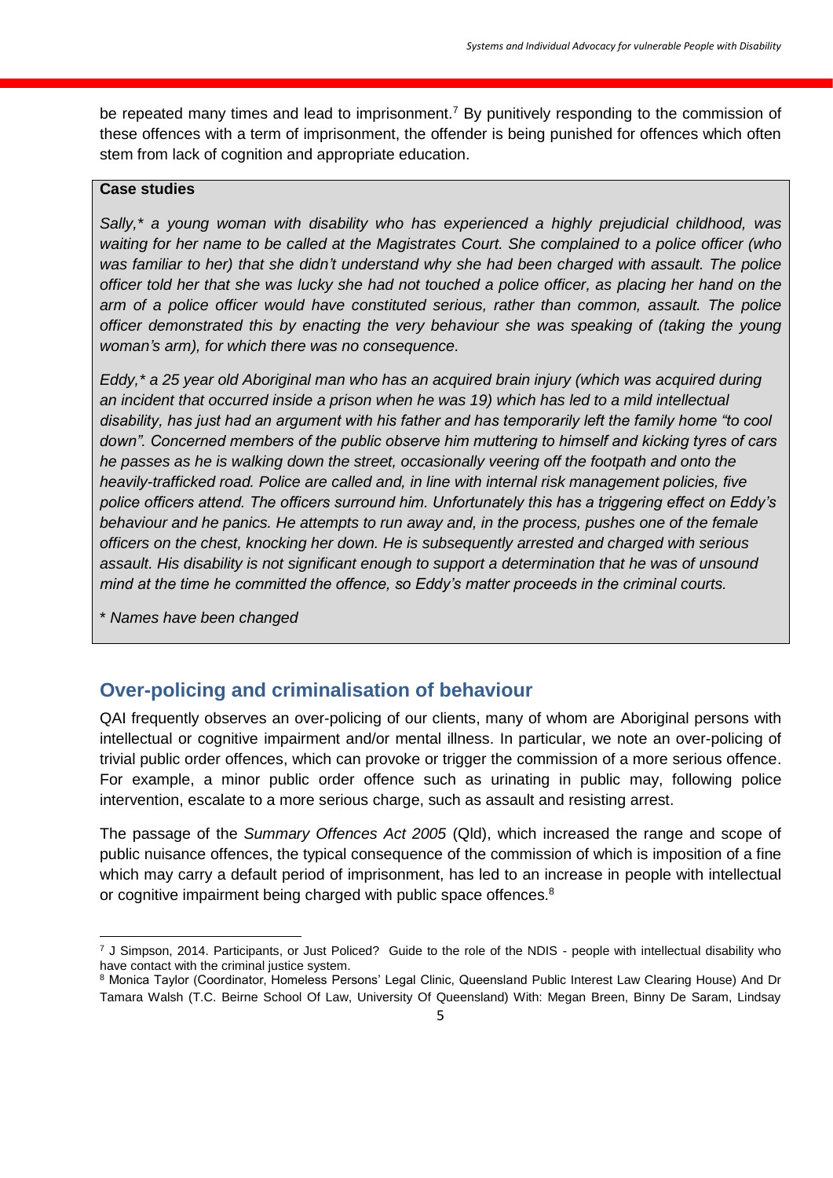be repeated many times and lead to imprisonment.[7] By punitively responding to the commission of these offences with a term of imprisonment, the offender is being punished for offences which often stem from lack of cognition and appropriate education.

**Case studies**

*Sally,* a young woman with disability who has experienced a highly prejudicial childhood, was waiting for her name to be called at the Magistrates Court. She complained to a police officer (who was familiar to her) that she didn't understand why she had been charged with assault. The police officer told her that she was lucky she had not touched a police officer, as placing her hand on the arm of a police officer would have constituted serious, rather than common, assault. The police officer demonstrated this by enacting the very behaviour she was speaking of (taking the young woman's arm), for which there was no consequence.*

*Eddy,* a 25 year old Aboriginal man who has an acquired brain injury (which was acquired during an incident that occurred inside a prison when he was 19) which has led to a mild intellectual disability, has just had an argument with his father and has temporarily left the family home "to cool down". Concerned members of the public observe him muttering to himself and kicking tyres of cars he passes as he is walking down the street, occasionally veering off the footpath and onto the heavily-trafficked road. Police are called and, in line with internal risk management policies, five police officers attend. The officers surround him. Unfortunately this has a triggering effect on Eddy's behaviour and he panics. He attempts to run away and, in the process, pushes one of the female officers on the chest, knocking her down. He is subsequently arrested and charged with serious assault. His disability is not significant enough to support a determination that he was of unsound mind at the time he committed the offence, so Eddy's matter proceeds in the criminal courts.*

*\* Names have been changed*

## Over-policing and criminalisation of behaviour

QAI frequently observes an over-policing of our clients, many of whom are Aboriginal persons with intellectual or cognitive impairment and/or mental illness. In particular, we note an over-policing of trivial public order offences, which can provoke or trigger the commission of a more serious offence. For example, a minor public order offence such as urinating in public may, following police intervention, escalate to a more serious charge, such as assault and resisting arrest.

The passage of the *Summary Offences Act 2005* (Qld), which increased the range and scope of public nuisance offences, the typical consequence of the commission of which is imposition of a fine which may carry a default period of imprisonment, has led to an increase in people with intellectual or cognitive impairment being charged with public space offences.[8]

---

[7] J Simpson, 2014. Participants, or Just Policed? Guide to the role of the NDIS - people with intellectual disability who have contact with the criminal justice system.

[8] Monica Taylor (Coordinator, Homeless Persons' Legal Clinic, Queensland Public Interest Law Clearing House) And Dr Tamara Walsh (T.C. Beirne School Of Law, University Of Queensland) With: Megan Breen, Binny De Saram, Lindsay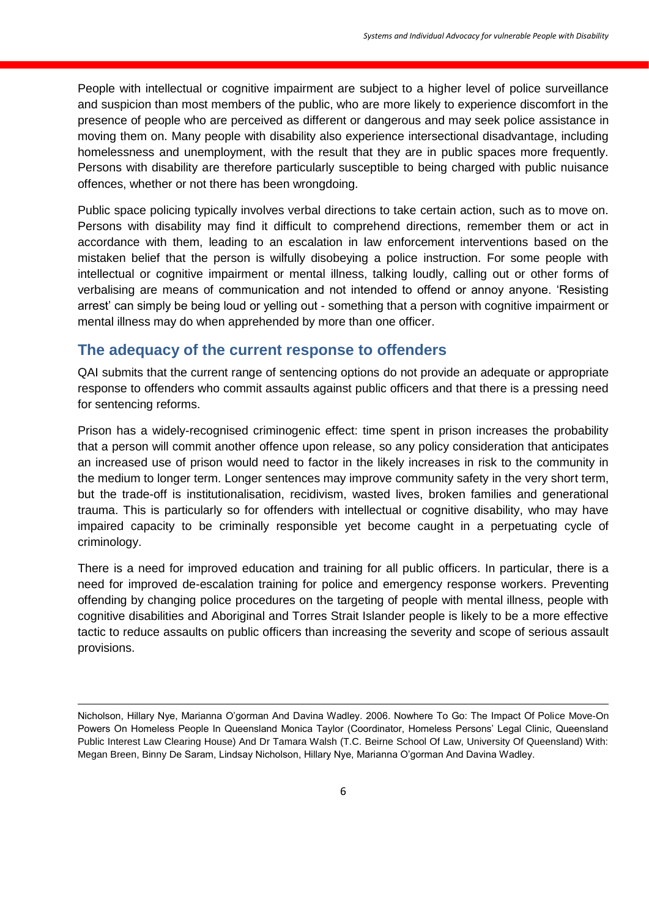People with intellectual or cognitive impairment are subject to a higher level of police surveillance and suspicion than most members of the public, who are more likely to experience discomfort in the presence of people who are perceived as different or dangerous and may seek police assistance in moving them on. Many people with disability also experience intersectional disadvantage, including homelessness and unemployment, with the result that they are in public spaces more frequently. Persons with disability are therefore particularly susceptible to being charged with public nuisance offences, whether or not there has been wrongdoing.

Public space policing typically involves verbal directions to take certain action, such as to move on. Persons with disability may find it difficult to comprehend directions, remember them or act in accordance with them, leading to an escalation in law enforcement interventions based on the mistaken belief that the person is wilfully disobeying a police instruction. For some people with intellectual or cognitive impairment or mental illness, talking loudly, calling out or other forms of verbalising are means of communication and not intended to offend or annoy anyone. 'Resisting arrest' can simply be being loud or yelling out - something that a person with cognitive impairment or mental illness may do when apprehended by more than one officer.

## The adequacy of the current response to offenders

QAI submits that the current range of sentencing options do not provide an adequate or appropriate response to offenders who commit assaults against public officers and that there is a pressing need for sentencing reforms.

Prison has a widely-recognised criminogenic effect: time spent in prison increases the probability that a person will commit another offence upon release, so any policy consideration that anticipates an increased use of prison would need to factor in the likely increases in risk to the community in the medium to longer term. Longer sentences may improve community safety in the very short term, but the trade-off is institutionalisation, recidivism, wasted lives, broken families and generational trauma. This is particularly so for offenders with intellectual or cognitive disability, who may have impaired capacity to be criminally responsible yet become caught in a perpetuating cycle of criminology.

There is a need for improved education and training for all public officers. In particular, there is a need for improved de-escalation training for police and emergency response workers. Preventing offending by changing police procedures on the targeting of people with mental illness, people with cognitive disabilities and Aboriginal and Torres Strait Islander people is likely to be a more effective tactic to reduce assaults on public officers than increasing the severity and scope of serious assault provisions.

---

Nicholson, Hillary Nye, Marianna O'gorman And Davina Wadley. 2006. Nowhere To Go: The Impact Of Police Move-On Powers On Homeless People In Queensland Monica Taylor (Coordinator, Homeless Persons' Legal Clinic, Queensland Public Interest Law Clearing House) And Dr Tamara Walsh (T.C. Beirne School Of Law, University Of Queensland) With: Megan Breen, Binny De Saram, Lindsay Nicholson, Hillary Nye, Marianna O'gorman And Davina Wadley.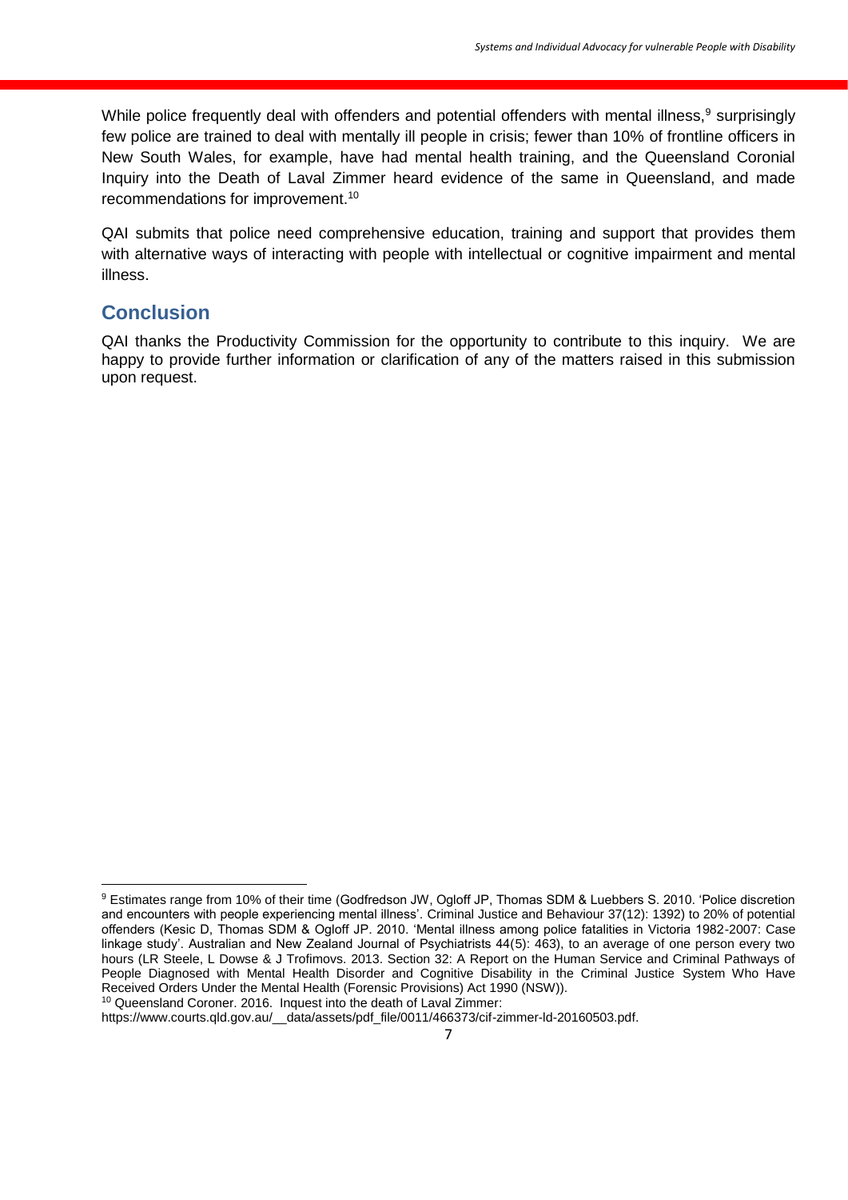While police frequently deal with offenders and potential offenders with mental illness,[9] surprisingly few police are trained to deal with mentally ill people in crisis; fewer than 10% of frontline officers in New South Wales, for example, have had mental health training, and the Queensland Coronial Inquiry into the Death of Laval Zimmer heard evidence of the same in Queensland, and made recommendations for improvement.[10]

QAI submits that police need comprehensive education, training and support that provides them with alternative ways of interacting with people with intellectual or cognitive impairment and mental illness.

## Conclusion

QAI thanks the Productivity Commission for the opportunity to contribute to this inquiry. We are happy to provide further information or clarification of any of the matters raised in this submission upon request.

---

[9] Estimates range from 10% of their time (Godfredson JW, Ogloff JP, Thomas SDM & Luebbers S. 2010. 'Police discretion and encounters with people experiencing mental illness'. Criminal Justice and Behaviour 37(12): 1392) to 20% of potential offenders (Kesic D, Thomas SDM & Ogloff JP. 2010. 'Mental illness among police fatalities in Victoria 1982-2007: Case linkage study'. Australian and New Zealand Journal of Psychiatrists 44(5): 463), to an average of one person every two hours (LR Steele, L Dowse & J Trofimovs. 2013. Section 32: A Report on the Human Service and Criminal Pathways of People Diagnosed with Mental Health Disorder and Cognitive Disability in the Criminal Justice System Who Have Received Orders Under the Mental Health (Forensic Provisions) Act 1990 (NSW)).

[10] Queensland Coroner. 2016. Inquest into the death of Laval Zimmer: https://www.courts.qld.gov.au/__data/assets/pdf_file/0011/466373/cif-zimmer-ld-20160503.pdf.